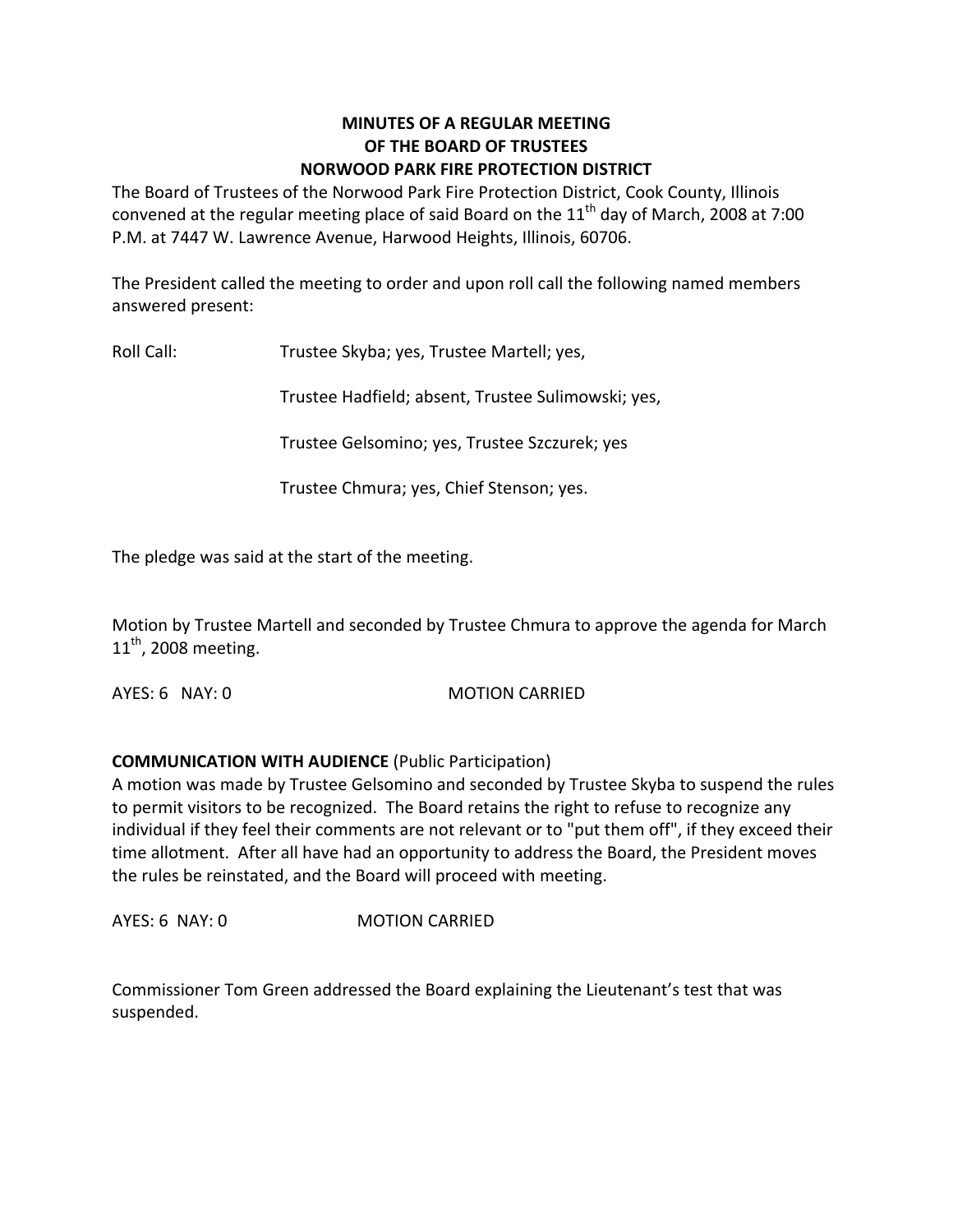# MINUTES OF A REGULAR MEETING
# OF THE BOARD OF TRUSTEES
# NORWOOD PARK FIRE PROTECTION DISTRICT

The Board of Trustees of the Norwood Park Fire Protection District, Cook County, Illinois convened at the regular meeting place of said Board on the 11th day of March, 2008 at 7:00 P.M. at 7447 W. Lawrence Avenue, Harwood Heights, Illinois, 60706.

The President called the meeting to order and upon roll call the following named members answered present:

Roll Call: Trustee Skyba; yes, Trustee Martell; yes,

Trustee Hadfield; absent, Trustee Sulimowski; yes,

Trustee Gelsomino; yes, Trustee Szczurek; yes

Trustee Chmura; yes, Chief Stenson; yes.

The pledge was said at the start of the meeting.

Motion by Trustee Martell and seconded by Trustee Chmura to approve the agenda for March 11th, 2008 meeting.

AYES: 6 NAY: 0 MOTION CARRIED

**COMMUNICATION WITH AUDIENCE** (Public Participation)
A motion was made by Trustee Gelsomino and seconded by Trustee Skyba to suspend the rules to permit visitors to be recognized. The Board retains the right to refuse to recognize any individual if they feel their comments are not relevant or to "put them off", if they exceed their time allotment. After all have had an opportunity to address the Board, the President moves the rules be reinstated, and the Board will proceed with meeting.

AYES: 6 NAY: 0 MOTION CARRIED

Commissioner Tom Green addressed the Board explaining the Lieutenant's test that was suspended.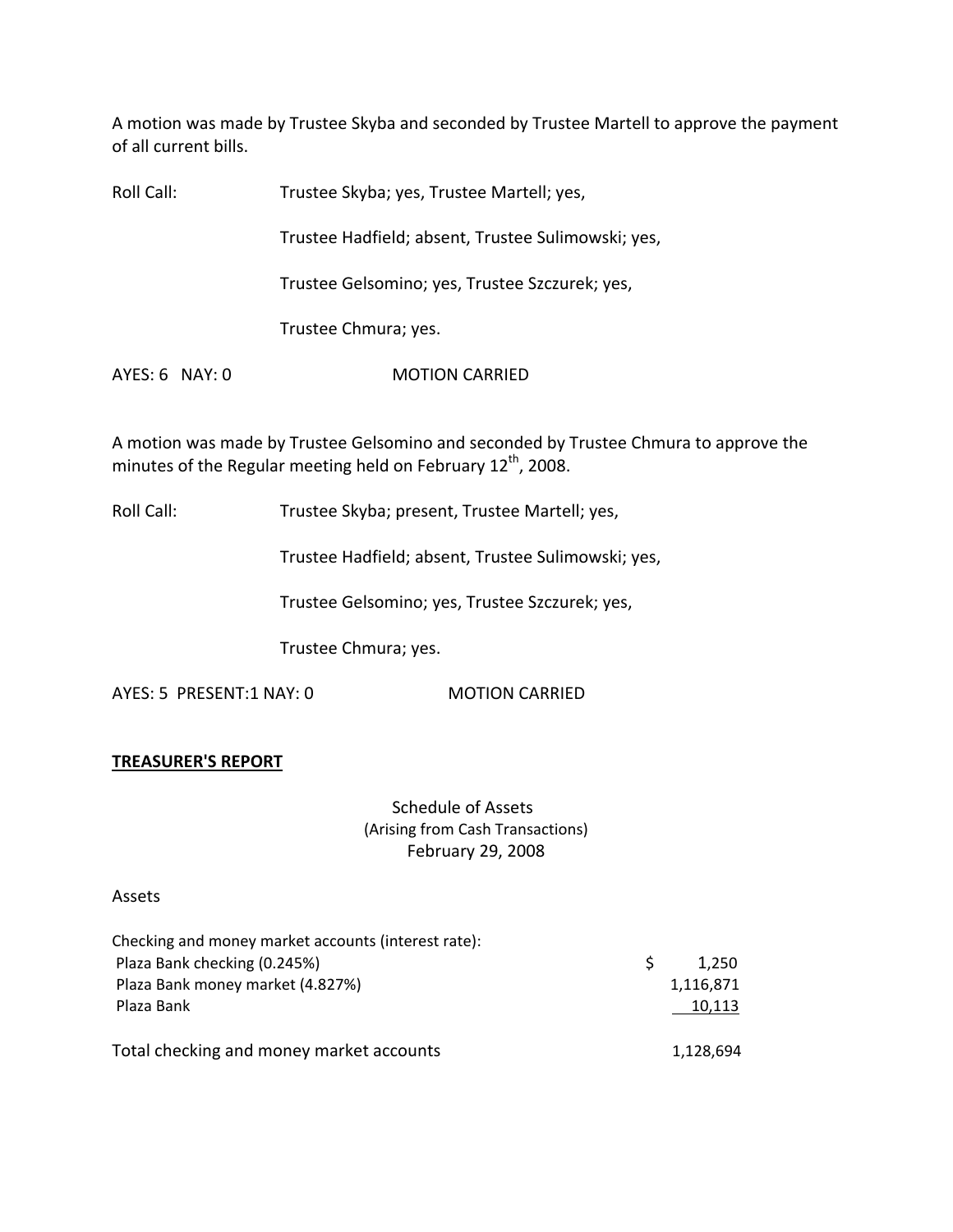A motion was made by Trustee Skyba and seconded by Trustee Martell to approve the payment of all current bills.

Roll Call: Trustee Skyba; yes, Trustee Martell; yes,

Trustee Hadfield; absent, Trustee Sulimowski; yes,

Trustee Gelsomino; yes, Trustee Szczurek; yes,

Trustee Chmura; yes.

AYES: 6 NAY: 0 MOTION CARRIED

A motion was made by Trustee Gelsomino and seconded by Trustee Chmura to approve the minutes of the Regular meeting held on February 12th, 2008.

Roll Call: Trustee Skyba; present, Trustee Martell; yes,

Trustee Hadfield; absent, Trustee Sulimowski; yes,

Trustee Gelsomino; yes, Trustee Szczurek; yes,

Trustee Chmura; yes.

AYES: 5 PRESENT:1 NAY: 0 MOTION CARRIED

**TREASURER'S REPORT**

Schedule of Assets
(Arising from Cash Transactions)
February 29, 2008

Assets

| Checking and money market accounts (interest rate): | |
|---|---|
| Plaza Bank checking (0.245%) | $ 1,250 |
| Plaza Bank money market (4.827%) | 1,116,871 |
| Plaza Bank | 10,113 |
| Total checking and money market accounts | 1,128,694 |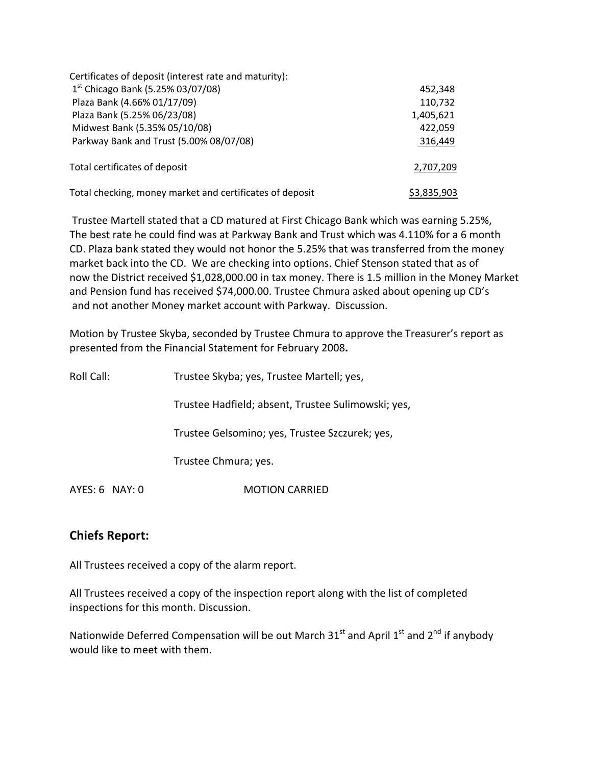| Certificates of deposit (interest rate and maturity): | |
|---|---|
| 1st Chicago Bank (5.25% 03/07/08) | 452,348 |
| Plaza Bank (4.66% 01/17/09) | 110,732 |
| Plaza Bank (5.25% 06/23/08) | 1,405,621 |
| Midwest Bank (5.35% 05/10/08) | 422,059 |
| Parkway Bank and Trust (5.00% 08/07/08) | 316,449 |
| Total certificates of deposit | 2,707,209 |
| Total checking, money market and certificates of deposit | $3,835,903 |

Trustee Martell stated that a CD matured at First Chicago Bank which was earning 5.25%, The best rate he could find was at Parkway Bank and Trust which was 4.110% for a 6 month CD. Plaza bank stated they would not honor the 5.25% that was transferred from the money market back into the CD. We are checking into options. Chief Stenson stated that as of now the District received $1,028,000.00 in tax money. There is 1.5 million in the Money Market and Pension fund has received $74,000.00. Trustee Chmura asked about opening up CD's and not another Money market account with Parkway. Discussion.

Motion by Trustee Skyba, seconded by Trustee Chmura to approve the Treasurer's report as presented from the Financial Statement for February 2008**.**

Roll Call: Trustee Skyba; yes, Trustee Martell; yes,

Trustee Hadfield; absent, Trustee Sulimowski; yes,

Trustee Gelsomino; yes, Trustee Szczurek; yes,

Trustee Chmura; yes.

AYES: 6 NAY: 0 MOTION CARRIED

## Chiefs Report:

All Trustees received a copy of the alarm report.

All Trustees received a copy of the inspection report along with the list of completed inspections for this month. Discussion.

Nationwide Deferred Compensation will be out March 31st and April 1st and 2nd if anybody would like to meet with them.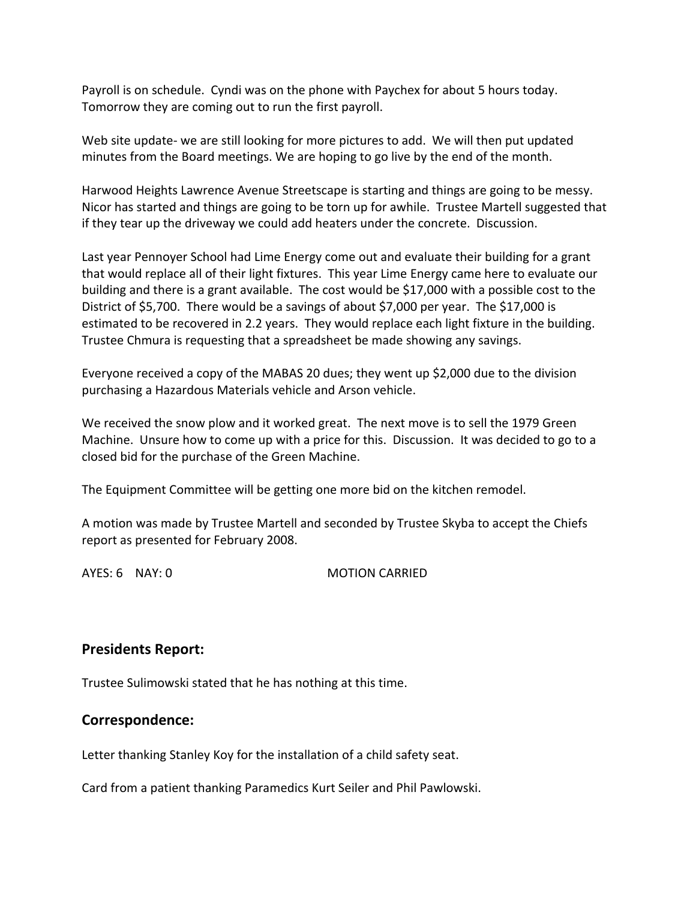Payroll is on schedule. Cyndi was on the phone with Paychex for about 5 hours today. Tomorrow they are coming out to run the first payroll.

Web site update- we are still looking for more pictures to add. We will then put updated minutes from the Board meetings. We are hoping to go live by the end of the month.

Harwood Heights Lawrence Avenue Streetscape is starting and things are going to be messy. Nicor has started and things are going to be torn up for awhile. Trustee Martell suggested that if they tear up the driveway we could add heaters under the concrete. Discussion.

Last year Pennoyer School had Lime Energy come out and evaluate their building for a grant that would replace all of their light fixtures. This year Lime Energy came here to evaluate our building and there is a grant available. The cost would be $17,000 with a possible cost to the District of $5,700. There would be a savings of about $7,000 per year. The $17,000 is estimated to be recovered in 2.2 years. They would replace each light fixture in the building. Trustee Chmura is requesting that a spreadsheet be made showing any savings.

Everyone received a copy of the MABAS 20 dues; they went up $2,000 due to the division purchasing a Hazardous Materials vehicle and Arson vehicle.

We received the snow plow and it worked great. The next move is to sell the 1979 Green Machine. Unsure how to come up with a price for this. Discussion. It was decided to go to a closed bid for the purchase of the Green Machine.

The Equipment Committee will be getting one more bid on the kitchen remodel.

A motion was made by Trustee Martell and seconded by Trustee Skyba to accept the Chiefs report as presented for February 2008.

AYES: 6 NAY: 0 MOTION CARRIED

## Presidents Report:

Trustee Sulimowski stated that he has nothing at this time.

## Correspondence:

Letter thanking Stanley Koy for the installation of a child safety seat.

Card from a patient thanking Paramedics Kurt Seiler and Phil Pawlowski.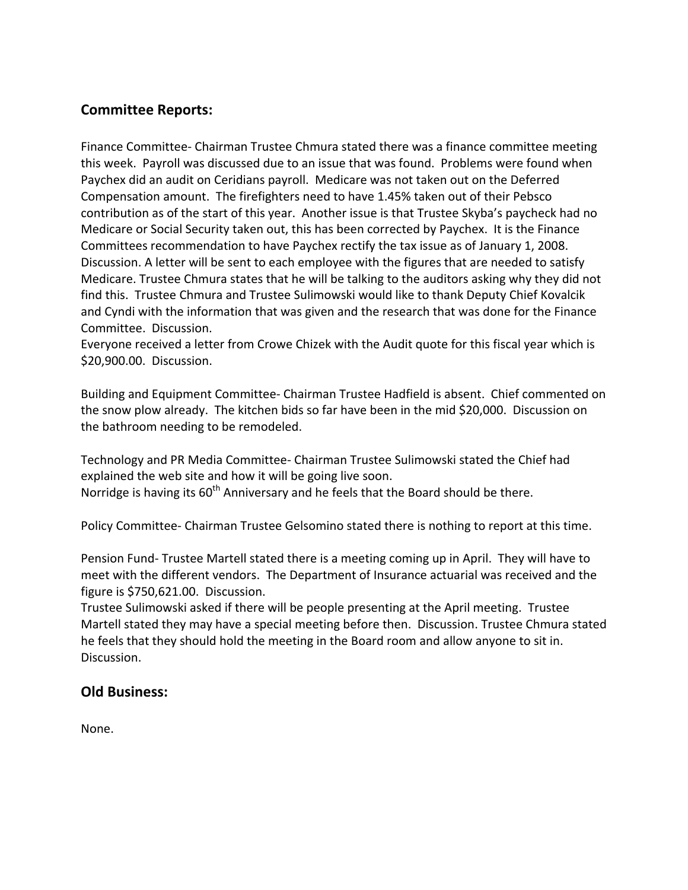## Committee Reports:

Finance Committee- Chairman Trustee Chmura stated there was a finance committee meeting this week. Payroll was discussed due to an issue that was found. Problems were found when Paychex did an audit on Ceridians payroll. Medicare was not taken out on the Deferred Compensation amount. The firefighters need to have 1.45% taken out of their Pebsco contribution as of the start of this year. Another issue is that Trustee Skyba's paycheck had no Medicare or Social Security taken out, this has been corrected by Paychex. It is the Finance Committees recommendation to have Paychex rectify the tax issue as of January 1, 2008. Discussion. A letter will be sent to each employee with the figures that are needed to satisfy Medicare. Trustee Chmura states that he will be talking to the auditors asking why they did not find this. Trustee Chmura and Trustee Sulimowski would like to thank Deputy Chief Kovalcik and Cyndi with the information that was given and the research that was done for the Finance Committee. Discussion.
Everyone received a letter from Crowe Chizek with the Audit quote for this fiscal year which is $20,900.00. Discussion.

Building and Equipment Committee- Chairman Trustee Hadfield is absent. Chief commented on the snow plow already. The kitchen bids so far have been in the mid $20,000. Discussion on the bathroom needing to be remodeled.

Technology and PR Media Committee- Chairman Trustee Sulimowski stated the Chief had explained the web site and how it will be going live soon.
Norridge is having its 60th Anniversary and he feels that the Board should be there.

Policy Committee- Chairman Trustee Gelsomino stated there is nothing to report at this time.

Pension Fund- Trustee Martell stated there is a meeting coming up in April. They will have to meet with the different vendors. The Department of Insurance actuarial was received and the figure is $750,621.00. Discussion.
Trustee Sulimowski asked if there will be people presenting at the April meeting. Trustee Martell stated they may have a special meeting before then. Discussion. Trustee Chmura stated he feels that they should hold the meeting in the Board room and allow anyone to sit in. Discussion.

## Old Business:

None.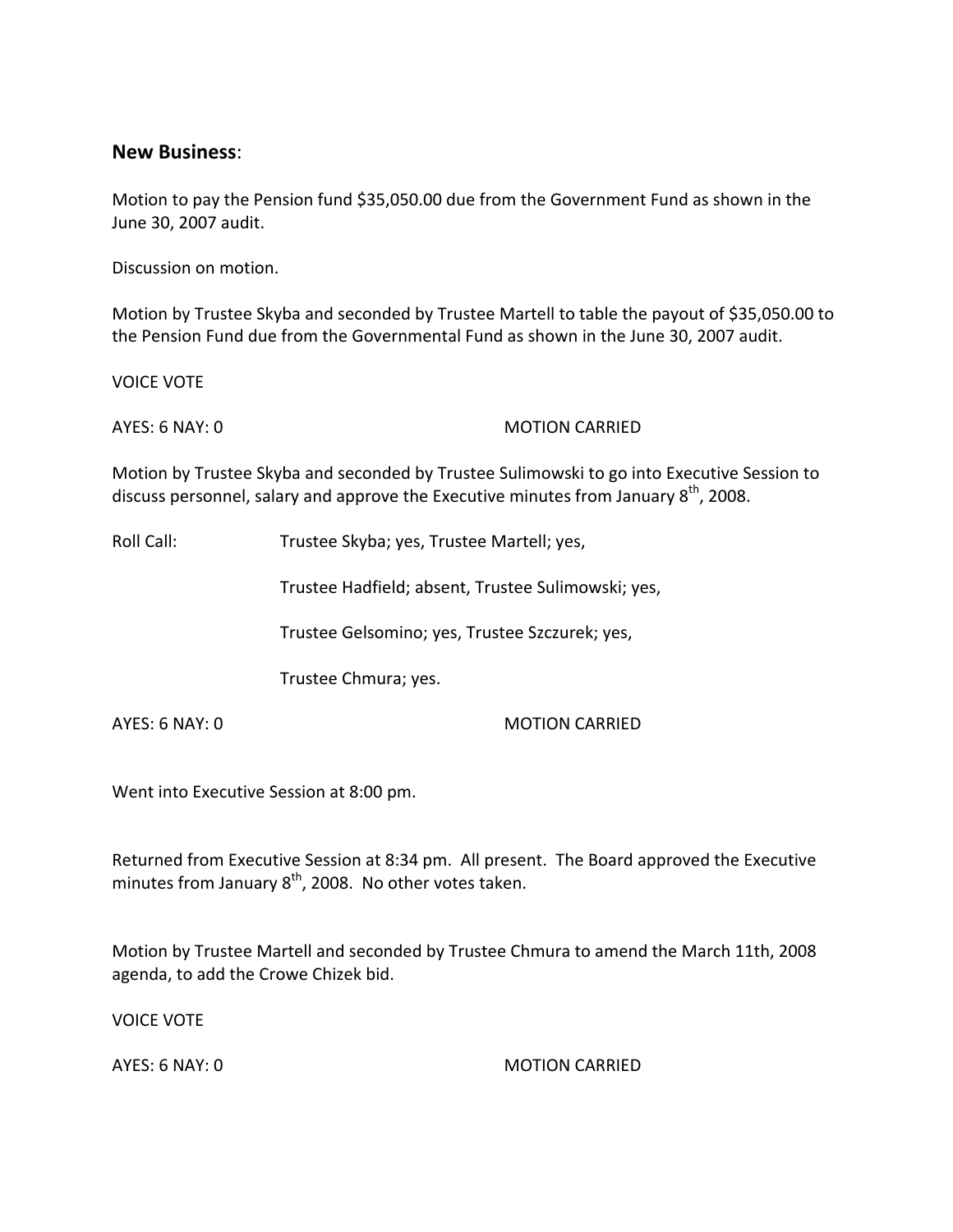**New Business**:

Motion to pay the Pension fund $35,050.00 due from the Government Fund as shown in the June 30, 2007 audit.

Discussion on motion.

Motion by Trustee Skyba and seconded by Trustee Martell to table the payout of $35,050.00 to the Pension Fund due from the Governmental Fund as shown in the June 30, 2007 audit.

VOICE VOTE

AYES: 6 NAY: 0 MOTION CARRIED

Motion by Trustee Skyba and seconded by Trustee Sulimowski to go into Executive Session to discuss personnel, salary and approve the Executive minutes from January 8th, 2008.

Roll Call: Trustee Skyba; yes, Trustee Martell; yes,

Trustee Hadfield; absent, Trustee Sulimowski; yes,

Trustee Gelsomino; yes, Trustee Szczurek; yes,

Trustee Chmura; yes.

AYES: 6 NAY: 0 MOTION CARRIED

Went into Executive Session at 8:00 pm.

Returned from Executive Session at 8:34 pm. All present. The Board approved the Executive minutes from January 8th, 2008. No other votes taken.

Motion by Trustee Martell and seconded by Trustee Chmura to amend the March 11th, 2008 agenda, to add the Crowe Chizek bid.

VOICE VOTE

AYES: 6 NAY: 0 MOTION CARRIED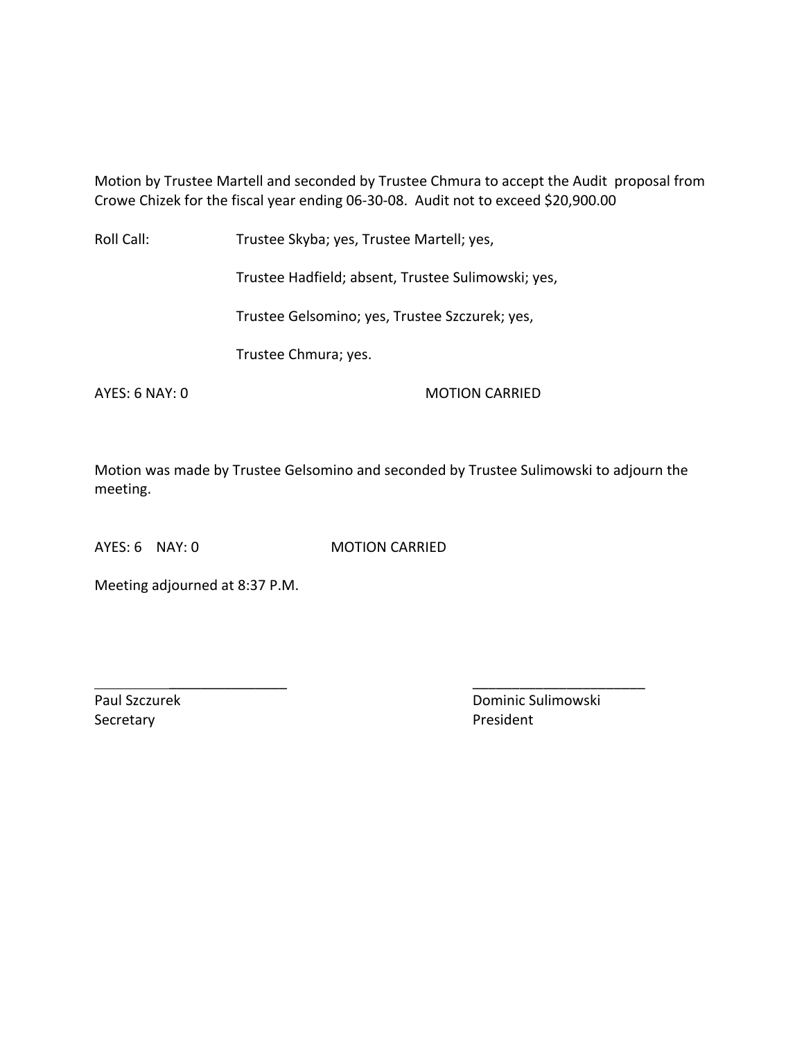Motion by Trustee Martell and seconded by Trustee Chmura to accept the Audit proposal from Crowe Chizek for the fiscal year ending 06-30-08. Audit not to exceed $20,900.00

Roll Call: Trustee Skyba; yes, Trustee Martell; yes,

Trustee Hadfield; absent, Trustee Sulimowski; yes,

Trustee Gelsomino; yes, Trustee Szczurek; yes,

Trustee Chmura; yes.

AYES: 6 NAY: 0 MOTION CARRIED

Motion was made by Trustee Gelsomino and seconded by Trustee Sulimowski to adjourn the meeting.

AYES: 6 NAY: 0 MOTION CARRIED

Meeting adjourned at 8:37 P.M.

_________________________

Paul Szczurek
Secretary

_________________________

Dominic Sulimowski
President